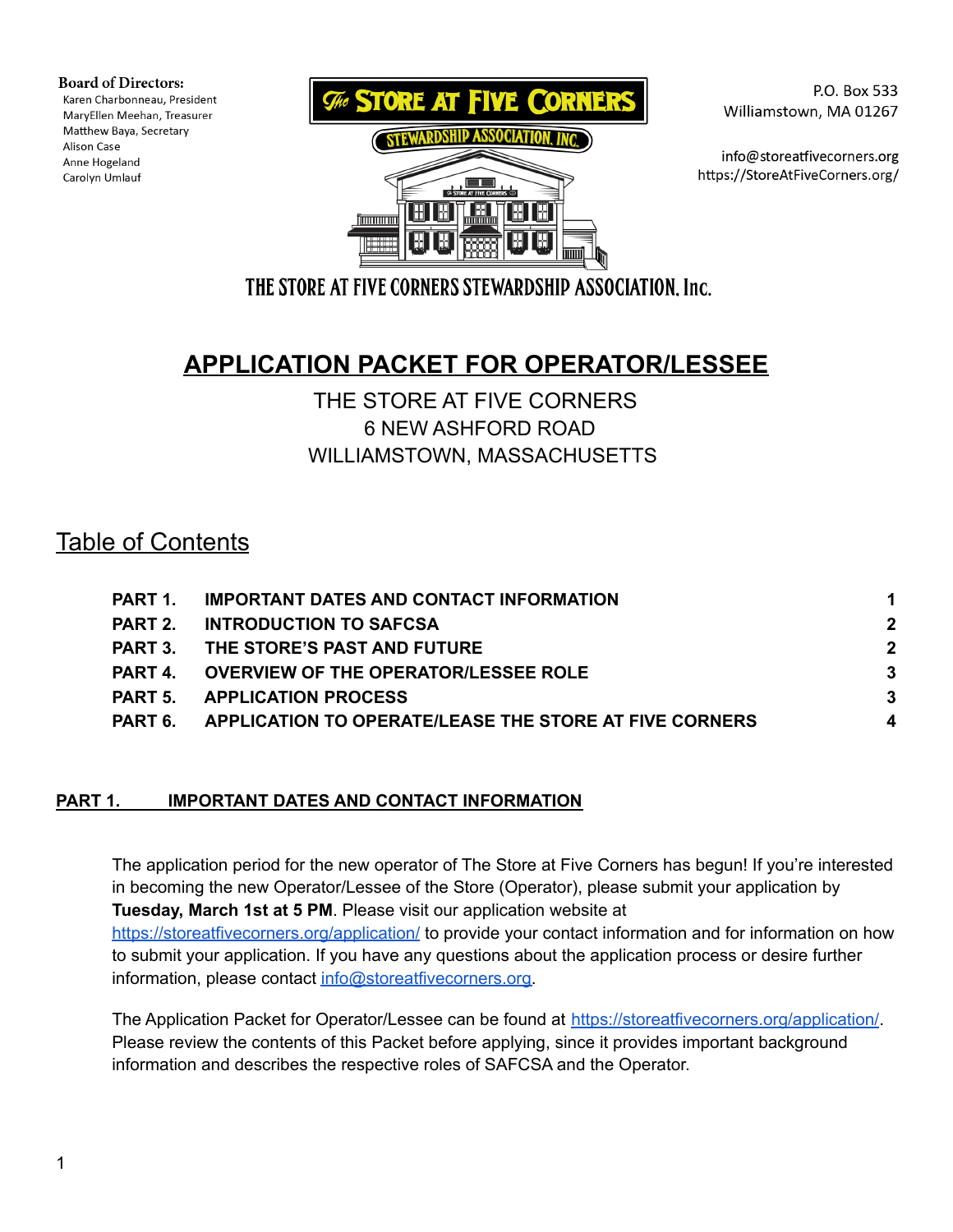**Board of Directors:**
Karen Charbonneau, President
MaryEllen Meehan, Treasurer
Matthew Baya, Secretary
Alison Case
Anne Hogeland
Carolyn Umlauf

The Store at Five Corners
Stewardship Association, Inc.

THE STORE AT FIVE CORNERS STEWARDSHIP ASSOCIATION, Inc.

P.O. Box 533
Williamstown, MA 01267

info@storeatfivecorners.org
https://StoreAtFiveCorners.org/

# APPLICATION PACKET FOR OPERATOR/LESSEE

THE STORE AT FIVE CORNERS
6 NEW ASHFORD ROAD
WILLIAMSTOWN, MASSACHUSETTS

## Table of Contents

| | | |
|---|---|---|
| **PART 1.** | **IMPORTANT DATES AND CONTACT INFORMATION** | **1** |
| **PART 2.** | **INTRODUCTION TO SAFCSA** | **2** |
| **PART 3.** | **THE STORE'S PAST AND FUTURE** | **2** |
| **PART 4.** | **OVERVIEW OF THE OPERATOR/LESSEE ROLE** | **3** |
| **PART 5.** | **APPLICATION PROCESS** | **3** |
| **PART 6.** | **APPLICATION TO OPERATE/LEASE THE STORE AT FIVE CORNERS** | **4** |

## PART 1. IMPORTANT DATES AND CONTACT INFORMATION

The application period for the new operator of The Store at Five Corners has begun! If you're interested in becoming the new Operator/Lessee of the Store (Operator), please submit your application by **Tuesday, March 1st at 5 PM**. Please visit our application website at https://storeatfivecorners.org/application/ to provide your contact information and for information on how to submit your application. If you have any questions about the application process or desire further information, please contact info@storeatfivecorners.org.

The Application Packet for Operator/Lessee can be found at https://storeatfivecorners.org/application/. Please review the contents of this Packet before applying, since it provides important background information and describes the respective roles of SAFCSA and the Operator.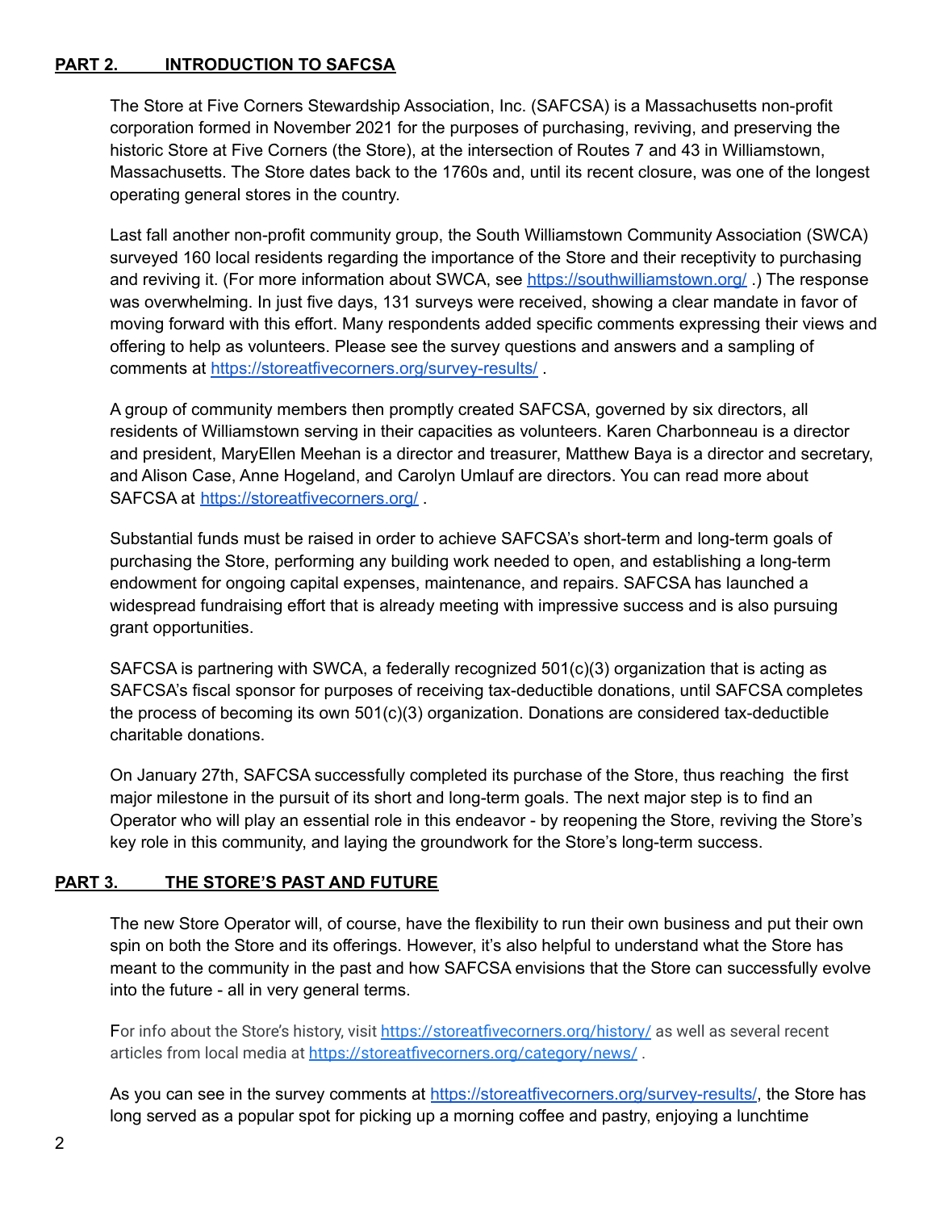## **PART 2. INTRODUCTION TO SAFCSA**

The Store at Five Corners Stewardship Association, Inc. (SAFCSA) is a Massachusetts non-profit corporation formed in November 2021 for the purposes of purchasing, reviving, and preserving the historic Store at Five Corners (the Store), at the intersection of Routes 7 and 43 in Williamstown, Massachusetts. The Store dates back to the 1760s and, until its recent closure, was one of the longest operating general stores in the country.

Last fall another non-profit community group, the South Williamstown Community Association (SWCA) surveyed 160 local residents regarding the importance of the Store and their receptivity to purchasing and reviving it. (For more information about SWCA, see https://southwilliamstown.org/ .) The response was overwhelming. In just five days, 131 surveys were received, showing a clear mandate in favor of moving forward with this effort. Many respondents added specific comments expressing their views and offering to help as volunteers. Please see the survey questions and answers and a sampling of comments at https://storeatfivecorners.org/survey-results/ .

A group of community members then promptly created SAFCSA, governed by six directors, all residents of Williamstown serving in their capacities as volunteers. Karen Charbonneau is a director and president, MaryEllen Meehan is a director and treasurer, Matthew Baya is a director and secretary, and Alison Case, Anne Hogeland, and Carolyn Umlauf are directors. You can read more about SAFCSA at https://storeatfivecorners.org/ .

Substantial funds must be raised in order to achieve SAFCSA's short-term and long-term goals of purchasing the Store, performing any building work needed to open, and establishing a long-term endowment for ongoing capital expenses, maintenance, and repairs. SAFCSA has launched a widespread fundraising effort that is already meeting with impressive success and is also pursuing grant opportunities.

SAFCSA is partnering with SWCA, a federally recognized 501(c)(3) organization that is acting as SAFCSA's fiscal sponsor for purposes of receiving tax-deductible donations, until SAFCSA completes the process of becoming its own 501(c)(3) organization. Donations are considered tax-deductible charitable donations.

On January 27th, SAFCSA successfully completed its purchase of the Store, thus reaching the first major milestone in the pursuit of its short and long-term goals. The next major step is to find an Operator who will play an essential role in this endeavor - by reopening the Store, reviving the Store's key role in this community, and laying the groundwork for the Store's long-term success.

## **PART 3. THE STORE'S PAST AND FUTURE**

The new Store Operator will, of course, have the flexibility to run their own business and put their own spin on both the Store and its offerings. However, it's also helpful to understand what the Store has meant to the community in the past and how SAFCSA envisions that the Store can successfully evolve into the future - all in very general terms.

For info about the Store's history, visit https://storeatfivecorners.org/history/ as well as several recent articles from local media at https://storeatfivecorners.org/category/news/ .

As you can see in the survey comments at https://storeatfivecorners.org/survey-results/, the Store has long served as a popular spot for picking up a morning coffee and pastry, enjoying a lunchtime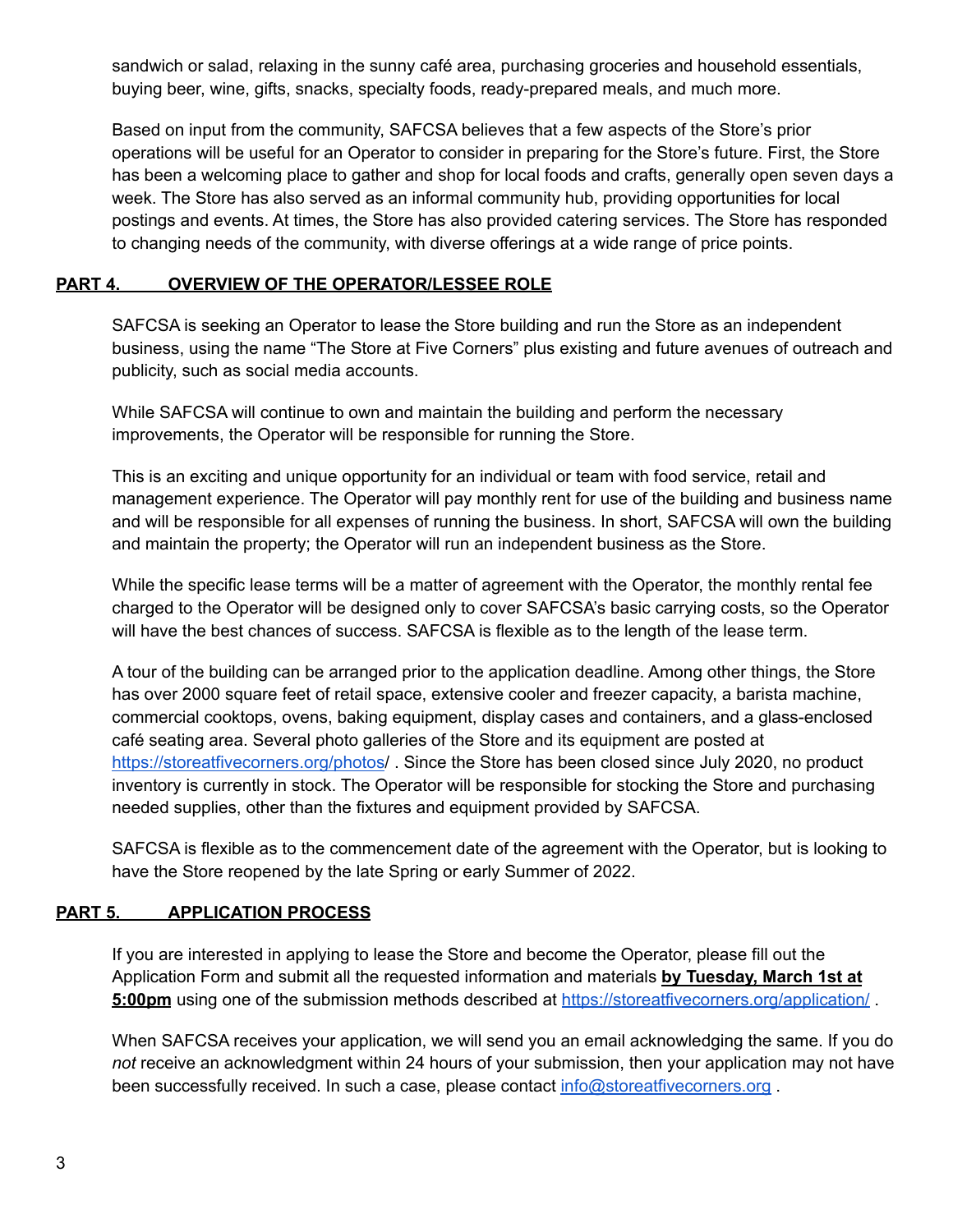sandwich or salad, relaxing in the sunny café area, purchasing groceries and household essentials, buying beer, wine, gifts, snacks, specialty foods, ready-prepared meals, and much more.

Based on input from the community, SAFCSA believes that a few aspects of the Store's prior operations will be useful for an Operator to consider in preparing for the Store's future. First, the Store has been a welcoming place to gather and shop for local foods and crafts, generally open seven days a week. The Store has also served as an informal community hub, providing opportunities for local postings and events. At times, the Store has also provided catering services. The Store has responded to changing needs of the community, with diverse offerings at a wide range of price points.

## PART 4. OVERVIEW OF THE OPERATOR/LESSEE ROLE

SAFCSA is seeking an Operator to lease the Store building and run the Store as an independent business, using the name "The Store at Five Corners" plus existing and future avenues of outreach and publicity, such as social media accounts.

While SAFCSA will continue to own and maintain the building and perform the necessary improvements, the Operator will be responsible for running the Store.

This is an exciting and unique opportunity for an individual or team with food service, retail and management experience. The Operator will pay monthly rent for use of the building and business name and will be responsible for all expenses of running the business. In short, SAFCSA will own the building and maintain the property; the Operator will run an independent business as the Store.

While the specific lease terms will be a matter of agreement with the Operator, the monthly rental fee charged to the Operator will be designed only to cover SAFCSA's basic carrying costs, so the Operator will have the best chances of success. SAFCSA is flexible as to the length of the lease term.

A tour of the building can be arranged prior to the application deadline. Among other things, the Store has over 2000 square feet of retail space, extensive cooler and freezer capacity, a barista machine, commercial cooktops, ovens, baking equipment, display cases and containers, and a glass-enclosed café seating area. Several photo galleries of the Store and its equipment are posted at https://storeatfivecorners.org/photos/ . Since the Store has been closed since July 2020, no product inventory is currently in stock. The Operator will be responsible for stocking the Store and purchasing needed supplies, other than the fixtures and equipment provided by SAFCSA.

SAFCSA is flexible as to the commencement date of the agreement with the Operator, but is looking to have the Store reopened by the late Spring or early Summer of 2022.

## PART 5. APPLICATION PROCESS

If you are interested in applying to lease the Store and become the Operator, please fill out the Application Form and submit all the requested information and materials **by Tuesday, March 1st at 5:00pm** using one of the submission methods described at https://storeatfivecorners.org/application/ .

When SAFCSA receives your application, we will send you an email acknowledging the same. If you do *not* receive an acknowledgment within 24 hours of your submission, then your application may not have been successfully received. In such a case, please contact info@storeatfivecorners.org .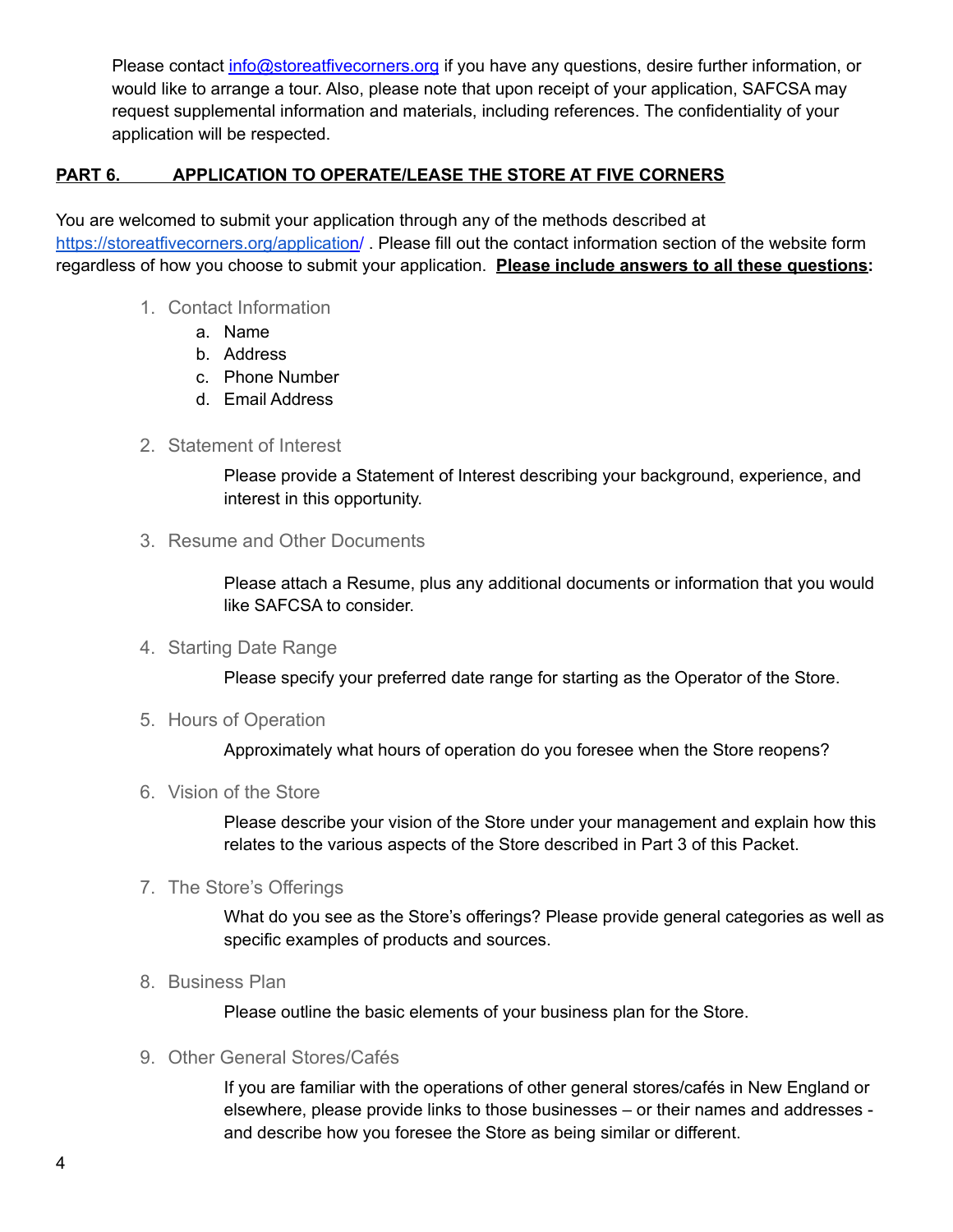Please contact info@storeatfivecorners.org if you have any questions, desire further information, or would like to arrange a tour. Also, please note that upon receipt of your application, SAFCSA may request supplemental information and materials, including references. The confidentiality of your application will be respected.

## PART 6. APPLICATION TO OPERATE/LEASE THE STORE AT FIVE CORNERS

You are welcomed to submit your application through any of the methods described at https://storeatfivecorners.org/application/ . Please fill out the contact information section of the website form regardless of how you choose to submit your application. **Please include answers to all these questions:**

1. Contact Information
    a. Name
    b. Address
    c. Phone Number
    d. Email Address

2. Statement of Interest

    Please provide a Statement of Interest describing your background, experience, and interest in this opportunity.

3. Resume and Other Documents

    Please attach a Resume, plus any additional documents or information that you would like SAFCSA to consider.

4. Starting Date Range

    Please specify your preferred date range for starting as the Operator of the Store.

5. Hours of Operation

    Approximately what hours of operation do you foresee when the Store reopens?

6. Vision of the Store

    Please describe your vision of the Store under your management and explain how this relates to the various aspects of the Store described in Part 3 of this Packet.

7. The Store's Offerings

    What do you see as the Store's offerings? Please provide general categories as well as specific examples of products and sources.

8. Business Plan

    Please outline the basic elements of your business plan for the Store.

9. Other General Stores/Cafés

    If you are familiar with the operations of other general stores/cafés in New England or elsewhere, please provide links to those businesses – or their names and addresses - and describe how you foresee the Store as being similar or different.